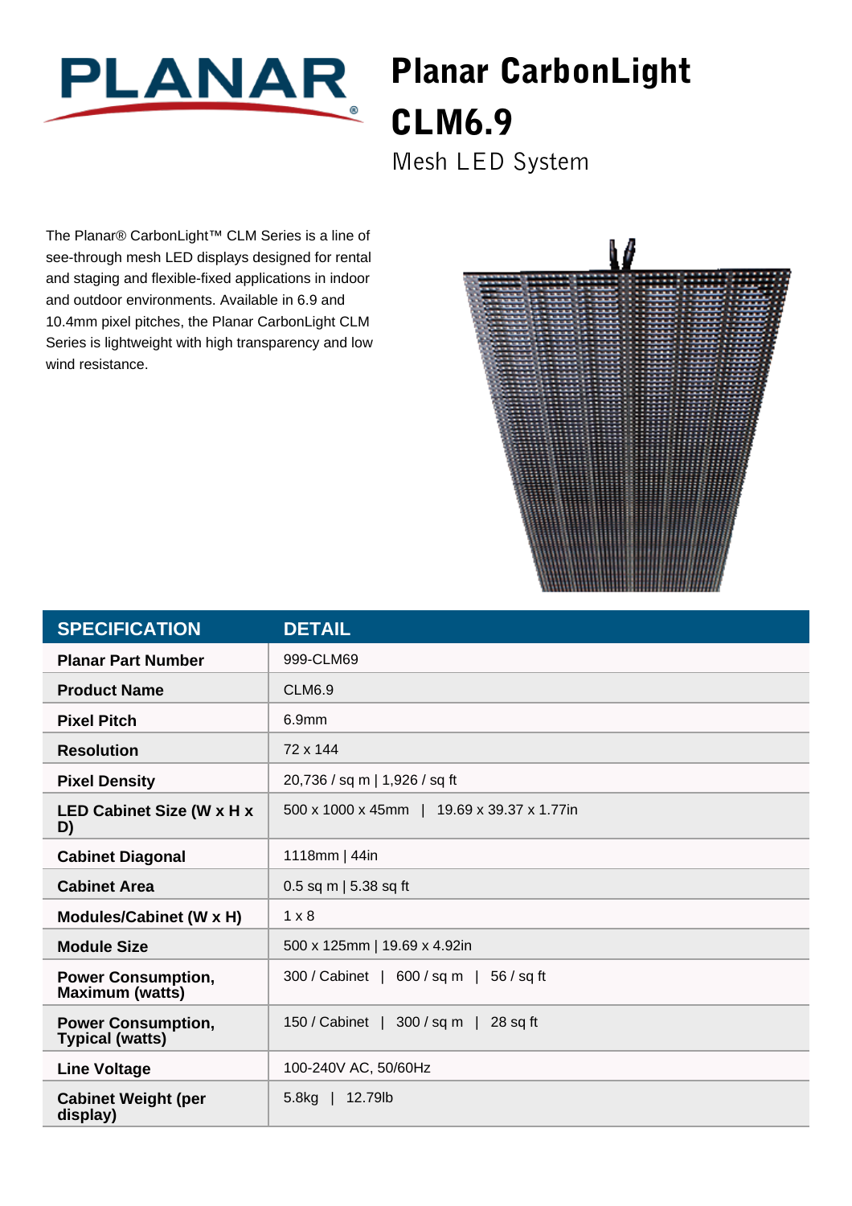PLANAR

# Planar CarbonLight CLM6.9

## Mesh LED System

The Planar® CarbonLight™ CLM Series is a line of see-through mesh LED displays designed for rental and staging and flexible-fixed applications in indoor and outdoor environments. Available in 6.9 and 10.4mm pixel pitches, the Planar CarbonLight CLM Series is lightweight with high transparency and low wind resistance.

| SPECIFICATION | DETAIL |
| --- | --- |
| **Planar Part Number** | 999-CLM69 |
| **Product Name** | CLM6.9 |
| **Pixel Pitch** | 6.9mm |
| **Resolution** | 72 x 144 |
| **Pixel Density** | 20,736 / sq m \| 1,926 / sq ft |
| **LED Cabinet Size (W x H x D)** | 500 x 1000 x 45mm \| 19.69 x 39.37 x 1.77in |
| **Cabinet Diagonal** | 1118mm \| 44in |
| **Cabinet Area** | 0.5 sq m \| 5.38 sq ft |
| **Modules/Cabinet (W x H)** | 1 x 8 |
| **Module Size** | 500 x 125mm \| 19.69 x 4.92in |
| **Power Consumption, Maximum (watts)** | 300 / Cabinet \| 600 / sq m \| 56 / sq ft |
| **Power Consumption, Typical (watts)** | 150 / Cabinet \| 300 / sq m \| 28 sq ft |
| **Line Voltage** | 100-240V AC, 50/60Hz |
| **Cabinet Weight (per display)** | 5.8kg \| 12.79lb |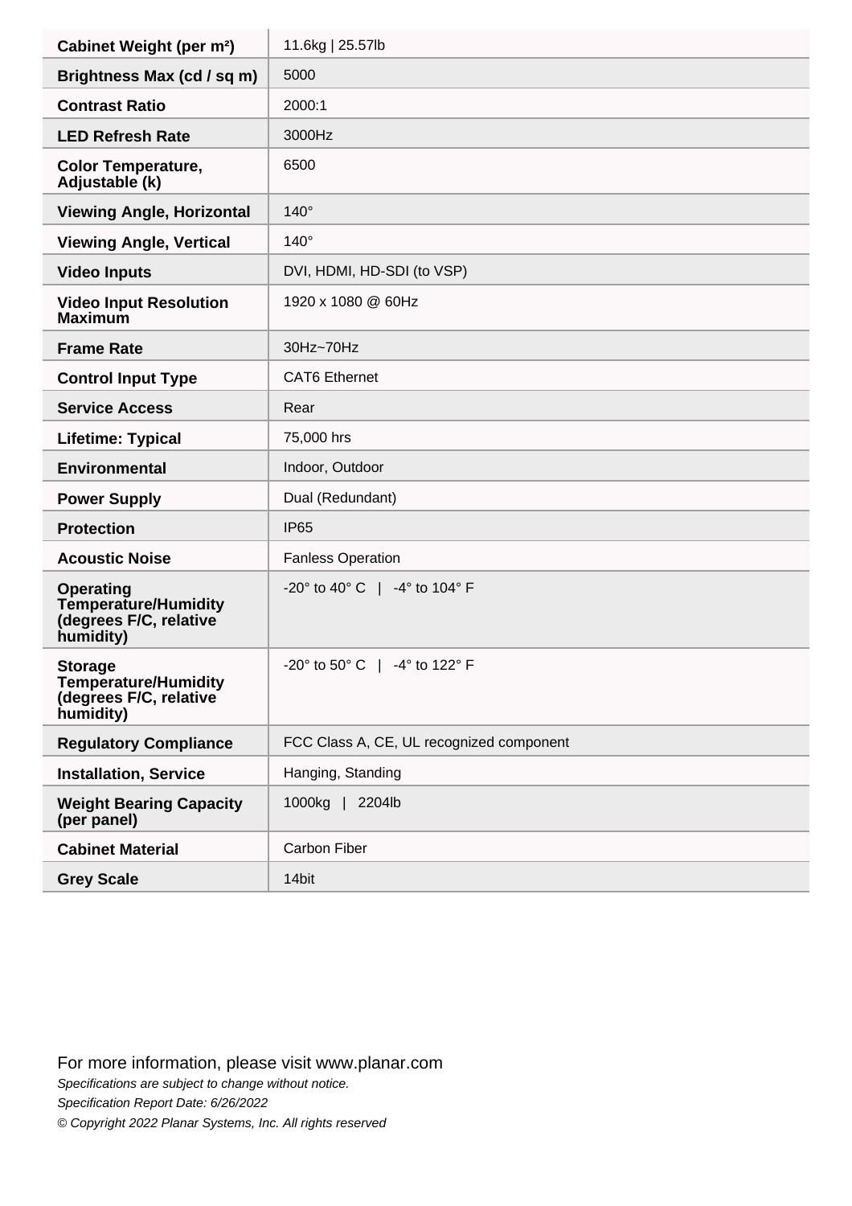| | |
|---|---|
| **Cabinet Weight (per m²)** | 11.6kg \| 25.57lb |
| **Brightness Max (cd / sq m)** | 5000 |
| **Contrast Ratio** | 2000:1 |
| **LED Refresh Rate** | 3000Hz |
| **Color Temperature, Adjustable (k)** | 6500 |
| **Viewing Angle, Horizontal** | 140° |
| **Viewing Angle, Vertical** | 140° |
| **Video Inputs** | DVI, HDMI, HD-SDI (to VSP) |
| **Video Input Resolution Maximum** | 1920 x 1080 @ 60Hz |
| **Frame Rate** | 30Hz~70Hz |
| **Control Input Type** | CAT6 Ethernet |
| **Service Access** | Rear |
| **Lifetime: Typical** | 75,000 hrs |
| **Environmental** | Indoor, Outdoor |
| **Power Supply** | Dual (Redundant) |
| **Protection** | IP65 |
| **Acoustic Noise** | Fanless Operation |
| **Operating Temperature/Humidity (degrees F/C, relative humidity)** | -20° to 40° C \| -4° to 104° F |
| **Storage Temperature/Humidity (degrees F/C, relative humidity)** | -20° to 50° C \| -4° to 122° F |
| **Regulatory Compliance** | FCC Class A, CE, UL recognized component |
| **Installation, Service** | Hanging, Standing |
| **Weight Bearing Capacity (per panel)** | 1000kg \| 2204lb |
| **Cabinet Material** | Carbon Fiber |
| **Grey Scale** | 14bit |

For more information, please visit www.planar.com

*Specifications are subject to change without notice.*

*Specification Report Date: 6/26/2022*

*© Copyright 2022 Planar Systems, Inc. All rights reserved*